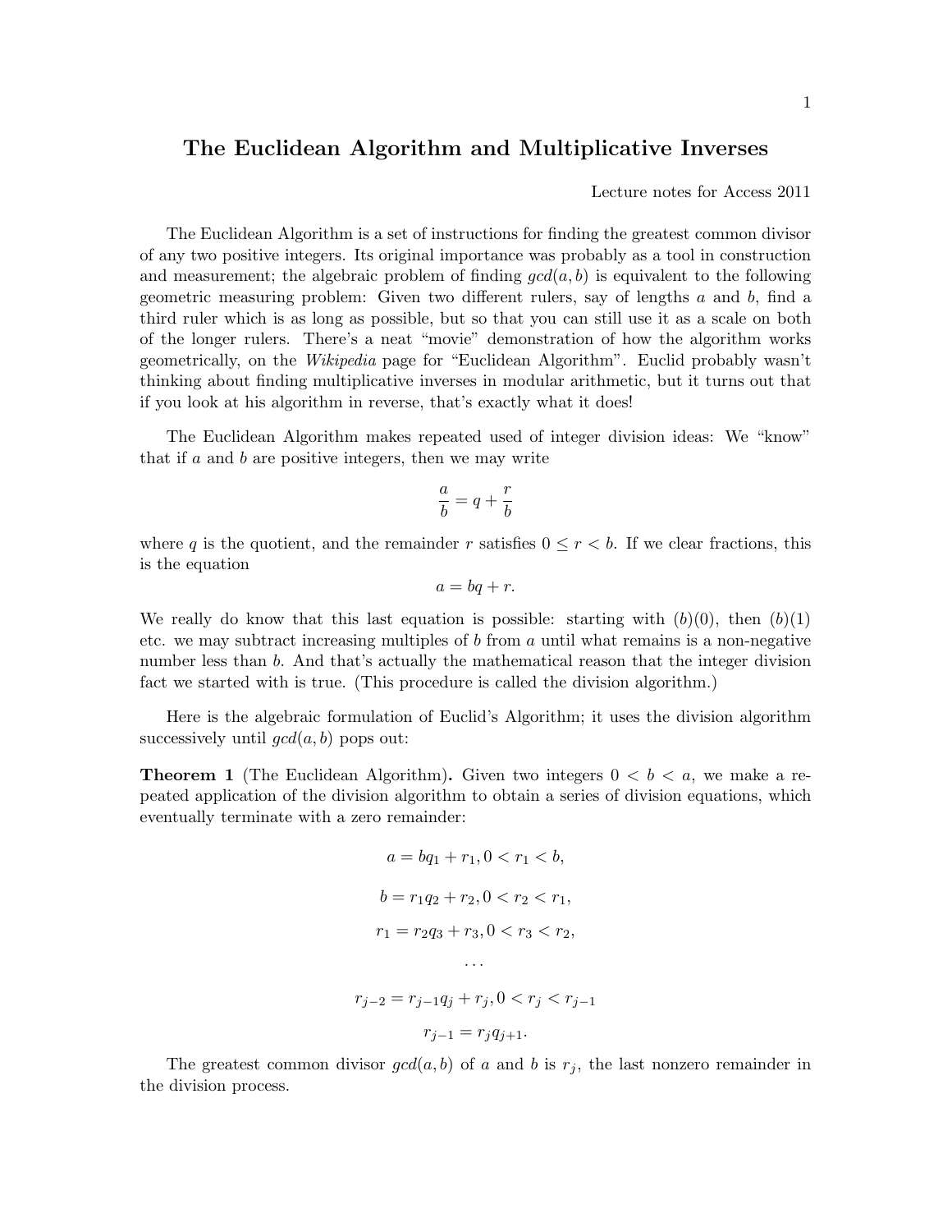# The Euclidean Algorithm and Multiplicative Inverses

Lecture notes for Access 2011

The Euclidean Algorithm is a set of instructions for finding the greatest common divisor of any two positive integers. Its original importance was probably as a tool in construction and measurement; the algebraic problem of finding $gcd(a, b)$ is equivalent to the following geometric measuring problem: Given two different rulers, say of lengths $a$ and $b$, find a third ruler which is as long as possible, but so that you can still use it as a scale on both of the longer rulers. There's a neat "movie" demonstration of how the algorithm works geometrically, on the *Wikipedia* page for "Euclidean Algorithm". Euclid probably wasn't thinking about finding multiplicative inverses in modular arithmetic, but it turns out that if you look at his algorithm in reverse, that's exactly what it does!

The Euclidean Algorithm makes repeated used of integer division ideas: We "know" that if $a$ and $b$ are positive integers, then we may write

$$\frac{a}{b} = q + \frac{r}{b}$$

where $q$ is the quotient, and the remainder $r$ satisfies $0 \leq r < b$. If we clear fractions, this is the equation

$$a = bq + r.$$

We really do know that this last equation is possible: starting with $(b)(0)$, then $(b)(1)$ etc. we may subtract increasing multiples of $b$ from $a$ until what remains is a non-negative number less than $b$. And that's actually the mathematical reason that the integer division fact we started with is true. (This procedure is called the division algorithm.)

Here is the algebraic formulation of Euclid's Algorithm; it uses the division algorithm successively until $gcd(a, b)$ pops out:

**Theorem 1** (The Euclidean Algorithm)**.** Given two integers $0 < b < a$, we make a repeated application of the division algorithm to obtain a series of division equations, which eventually terminate with a zero remainder:

$$a = bq_1 + r_1, 0 < r_1 < b,$$

$$b = r_1 q_2 + r_2, 0 < r_2 < r_1,$$

$$r_1 = r_2 q_3 + r_3, 0 < r_3 < r_2,$$

$$\cdots$$

$$r_{j-2} = r_{j-1} q_j + r_j, 0 < r_j < r_{j-1}$$

$$r_{j-1} = r_j q_{j+1}.$$

The greatest common divisor $gcd(a, b)$ of $a$ and $b$ is $r_j$, the last nonzero remainder in the division process.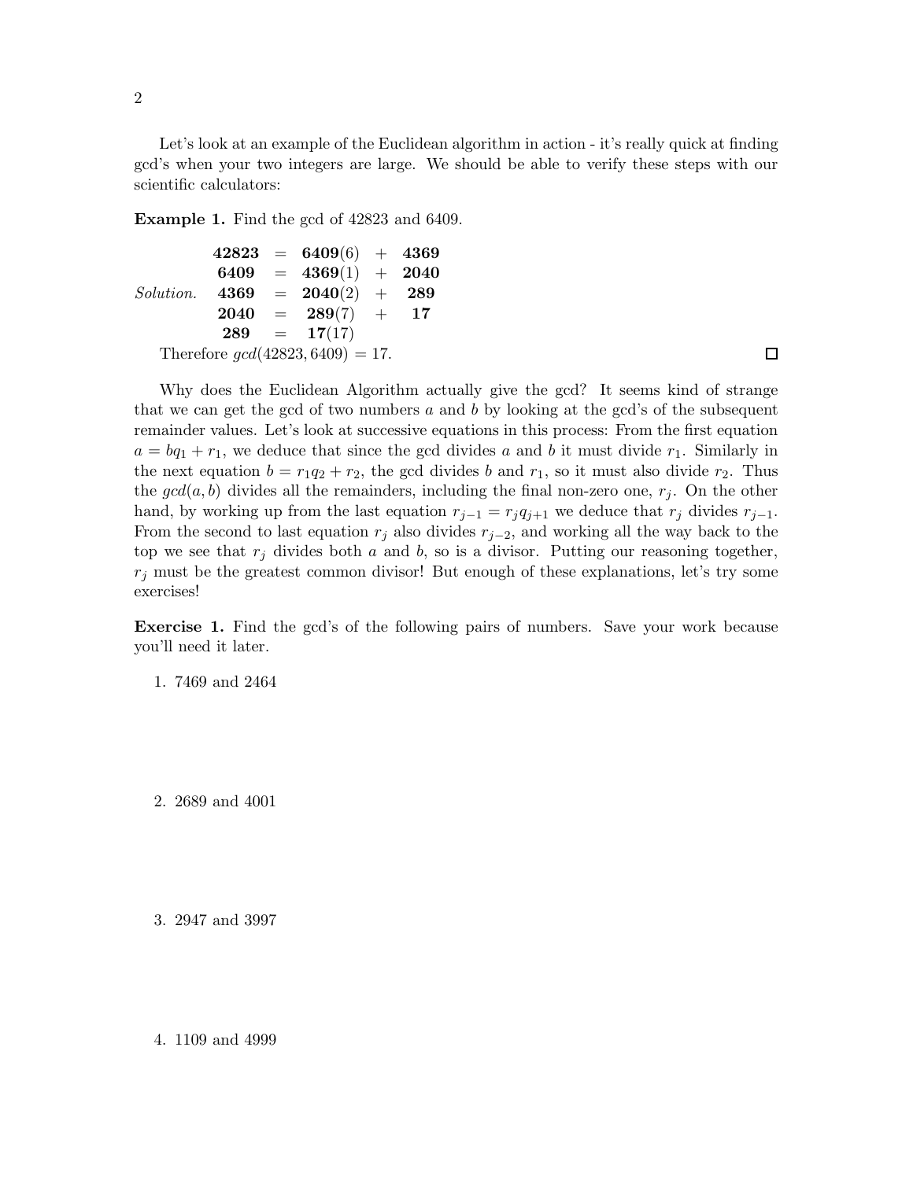Let's look at an example of the Euclidean algorithm in action - it's really quick at finding gcd's when your two integers are large. We should be able to verify these steps with our scientific calculators:

**Example 1.** Find the gcd of 42823 and 6409.

*Solution.*

$$
\begin{aligned}
\mathbf{42823} &= \mathbf{6409}(6) + \mathbf{4369} \\
\mathbf{6409} &= \mathbf{4369}(1) + \mathbf{2040} \\
\mathbf{4369} &= \mathbf{2040}(2) + \mathbf{289} \\
\mathbf{2040} &= \mathbf{289}(7) + \mathbf{17} \\
\mathbf{289} &= \mathbf{17}(17)
\end{aligned}
$$

Therefore $gcd(42823, 6409) = 17$. □

Why does the Euclidean Algorithm actually give the gcd? It seems kind of strange that we can get the gcd of two numbers $a$ and $b$ by looking at the gcd's of the subsequent remainder values. Let's look at successive equations in this process: From the first equation $a = bq_1 + r_1$, we deduce that since the gcd divides $a$ and $b$ it must divide $r_1$. Similarly in the next equation $b = r_1q_2 + r_2$, the gcd divides $b$ and $r_1$, so it must also divide $r_2$. Thus the $gcd(a, b)$ divides all the remainders, including the final non-zero one, $r_j$. On the other hand, by working up from the last equation $r_{j-1} = r_jq_{j+1}$ we deduce that $r_j$ divides $r_{j-1}$. From the second to last equation $r_j$ also divides $r_{j-2}$, and working all the way back to the top we see that $r_j$ divides both $a$ and $b$, so is a divisor. Putting our reasoning together, $r_j$ must be the greatest common divisor! But enough of these explanations, let's try some exercises!

**Exercise 1.** Find the gcd's of the following pairs of numbers. Save your work because you'll need it later.

1. 7469 and 2464

2. 2689 and 4001

3. 2947 and 3997

4. 1109 and 4999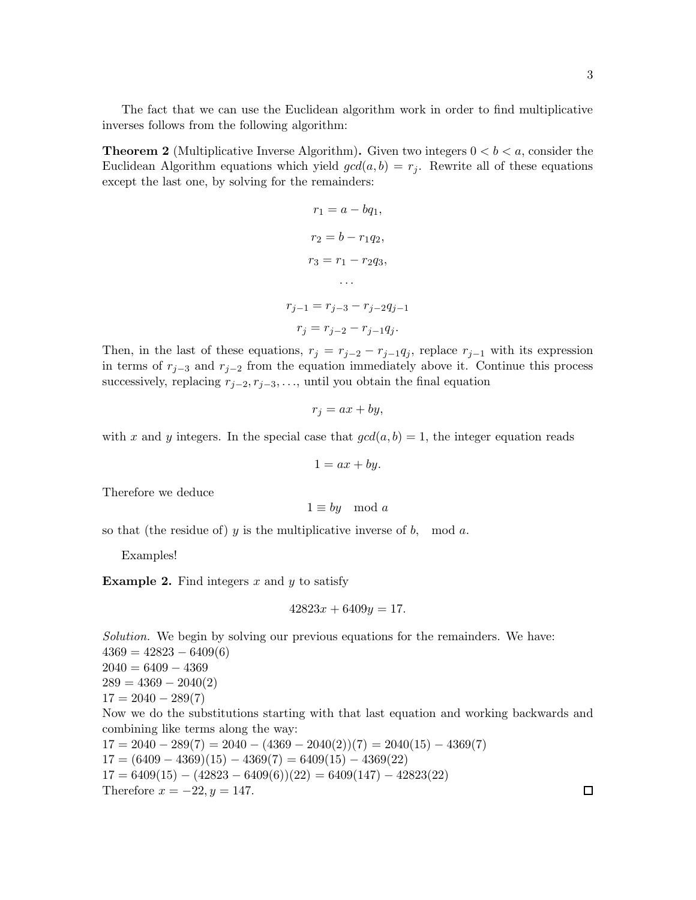The fact that we can use the Euclidean algorithm work in order to find multiplicative inverses follows from the following algorithm:

**Theorem 2** (Multiplicative Inverse Algorithm)**.** Given two integers $0 < b < a$, consider the Euclidean Algorithm equations which yield $gcd(a, b) = r_j$. Rewrite all of these equations except the last one, by solving for the remainders:

$$r_1 = a - bq_1,$$

$$r_2 = b - r_1 q_2,$$

$$r_3 = r_1 - r_2 q_3,$$

$$\ldots$$

$$r_{j-1} = r_{j-3} - r_{j-2} q_{j-1}$$

$$r_j = r_{j-2} - r_{j-1} q_j.$$

Then, in the last of these equations, $r_j = r_{j-2} - r_{j-1} q_j$, replace $r_{j-1}$ with its expression in terms of $r_{j-3}$ and $r_{j-2}$ from the equation immediately above it. Continue this process successively, replacing $r_{j-2}, r_{j-3}, \ldots$, until you obtain the final equation

$$r_j = ax + by,$$

with $x$ and $y$ integers. In the special case that $gcd(a, b) = 1$, the integer equation reads

$$1 = ax + by.$$

Therefore we deduce

$$1 \equiv by \mod a$$

so that (the residue of) $y$ is the multiplicative inverse of $b$, $\mod a$.

Examples!

**Example 2.** Find integers $x$ and $y$ to satisfy

$$42823x + 6409y = 17.$$

*Solution.* We begin by solving our previous equations for the remainders. We have:
$4369 = 42823 - 6409(6)$
$2040 = 6409 - 4369$
$289 = 4369 - 2040(2)$
$17 = 2040 - 289(7)$
Now we do the substitutions starting with that last equation and working backwards and combining like terms along the way:
$17 = 2040 - 289(7) = 2040 - (4369 - 2040(2))(7) = 2040(15) - 4369(7)$
$17 = (6409 - 4369)(15) - 4369(7) = 6409(15) - 4369(22)$
$17 = 6409(15) - (42823 - 6409(6))(22) = 6409(147) - 42823(22)$
Therefore $x = -22, y = 147$. □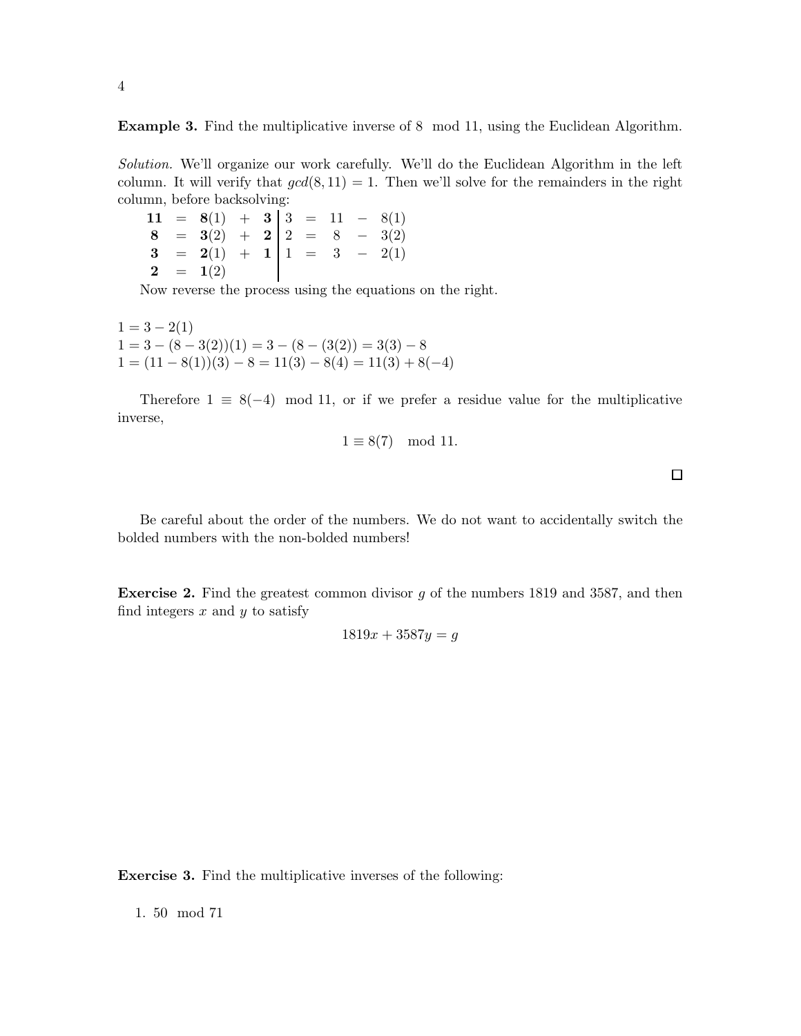**Example 3.** Find the multiplicative inverse of 8 mod 11, using the Euclidean Algorithm.

*Solution.* We'll organize our work carefully. We'll do the Euclidean Algorithm in the left column. It will verify that $gcd(8, 11) = 1$. Then we'll solve for the remainders in the right column, before backsolving:

$$
\begin{array}{rclcl|rclcl}
\mathbf{11} & = & \mathbf{8}(1) & + & \mathbf{3} & 3 & = & 11 & - & 8(1) \\
\mathbf{8} & = & \mathbf{3}(2) & + & \mathbf{2} & 2 & = & 8 & - & 3(2) \\
\mathbf{3} & = & \mathbf{2}(1) & + & \mathbf{1} & 1 & = & 3 & - & 2(1) \\
\mathbf{2} & = & \mathbf{1}(2) & & & & & & &
\end{array}
$$

Now reverse the process using the equations on the right.

$1 = 3 - 2(1)$
$1 = 3 - (8 - 3(2))(1) = 3 - (8 - (3(2)) = 3(3) - 8$
$1 = (11 - 8(1))(3) - 8 = 11(3) - 8(4) = 11(3) + 8(-4)$

Therefore $1 \equiv 8(-4) \mod 11$, or if we prefer a residue value for the multiplicative inverse,

$$1 \equiv 8(7) \mod 11.$$

□

Be careful about the order of the numbers. We do not want to accidentally switch the bolded numbers with the non-bolded numbers!

**Exercise 2.** Find the greatest common divisor $g$ of the numbers 1819 and 3587, and then find integers $x$ and $y$ to satisfy

$$1819x + 3587y = g$$

**Exercise 3.** Find the multiplicative inverses of the following:

1. 50 mod 71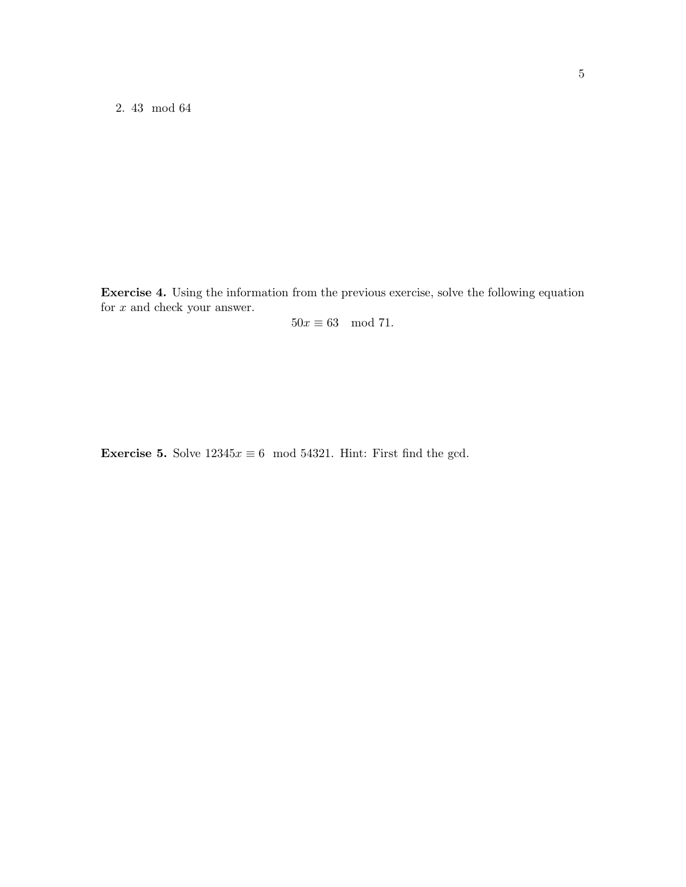2. $43 \mod 64$

**Exercise 4.** Using the information from the previous exercise, solve the following equation for $x$ and check your answer.

$$50x \equiv 63 \mod 71.$$

**Exercise 5.** Solve $12345x \equiv 6 \mod 54321$. Hint: First find the gcd.